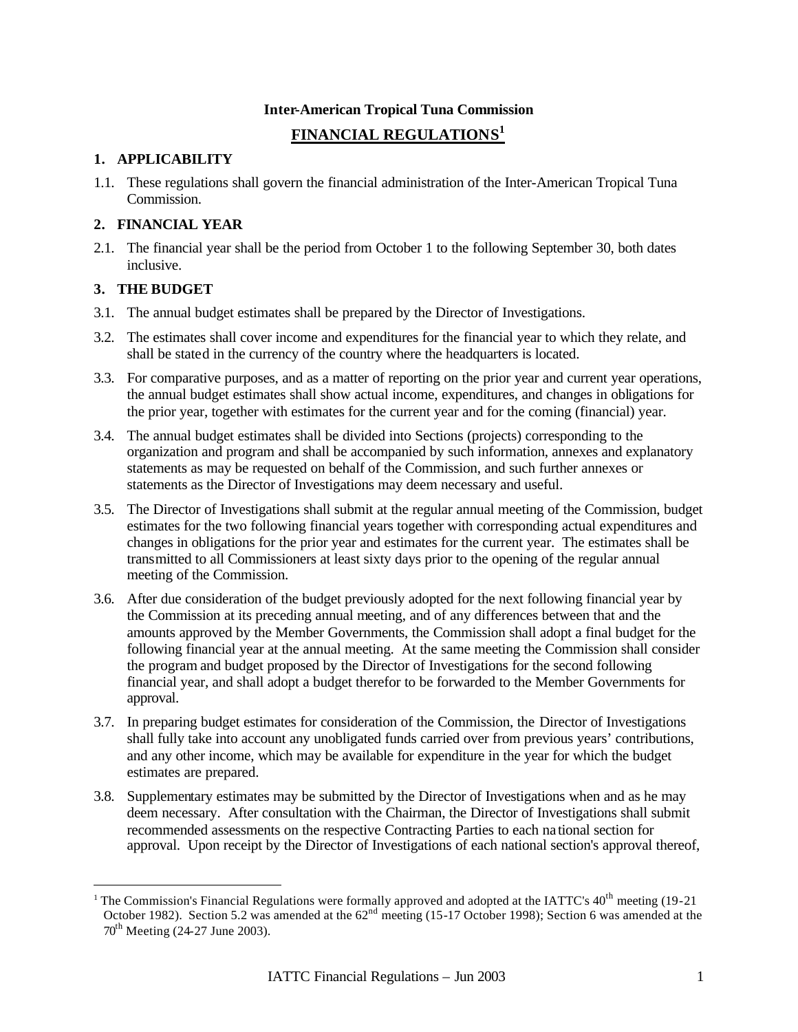**Inter-American Tropical Tuna Commission**

# FINANCIAL REGULATIONS[1]

## 1. APPLICABILITY

1.1. These regulations shall govern the financial administration of the Inter-American Tropical Tuna Commission.

## 2. FINANCIAL YEAR

2.1. The financial year shall be the period from October 1 to the following September 30, both dates inclusive.

## 3. THE BUDGET

3.1. The annual budget estimates shall be prepared by the Director of Investigations.

3.2. The estimates shall cover income and expenditures for the financial year to which they relate, and shall be stated in the currency of the country where the headquarters is located.

3.3. For comparative purposes, and as a matter of reporting on the prior year and current year operations, the annual budget estimates shall show actual income, expenditures, and changes in obligations for the prior year, together with estimates for the current year and for the coming (financial) year.

3.4. The annual budget estimates shall be divided into Sections (projects) corresponding to the organization and program and shall be accompanied by such information, annexes and explanatory statements as may be requested on behalf of the Commission, and such further annexes or statements as the Director of Investigations may deem necessary and useful.

3.5. The Director of Investigations shall submit at the regular annual meeting of the Commission, budget estimates for the two following financial years together with corresponding actual expenditures and changes in obligations for the prior year and estimates for the current year. The estimates shall be transmitted to all Commissioners at least sixty days prior to the opening of the regular annual meeting of the Commission.

3.6. After due consideration of the budget previously adopted for the next following financial year by the Commission at its preceding annual meeting, and of any differences between that and the amounts approved by the Member Governments, the Commission shall adopt a final budget for the following financial year at the annual meeting. At the same meeting the Commission shall consider the program and budget proposed by the Director of Investigations for the second following financial year, and shall adopt a budget therefor to be forwarded to the Member Governments for approval.

3.7. In preparing budget estimates for consideration of the Commission, the Director of Investigations shall fully take into account any unobligated funds carried over from previous years' contributions, and any other income, which may be available for expenditure in the year for which the budget estimates are prepared.

3.8. Supplementary estimates may be submitted by the Director of Investigations when and as he may deem necessary. After consultation with the Chairman, the Director of Investigations shall submit recommended assessments on the respective Contracting Parties to each national section for approval. Upon receipt by the Director of Investigations of each national section's approval thereof,

---

[1] The Commission's Financial Regulations were formally approved and adopted at the IATTC's 40th meeting (19-21 October 1982). Section 5.2 was amended at the 62nd meeting (15-17 October 1998); Section 6 was amended at the 70th Meeting (24-27 June 2003).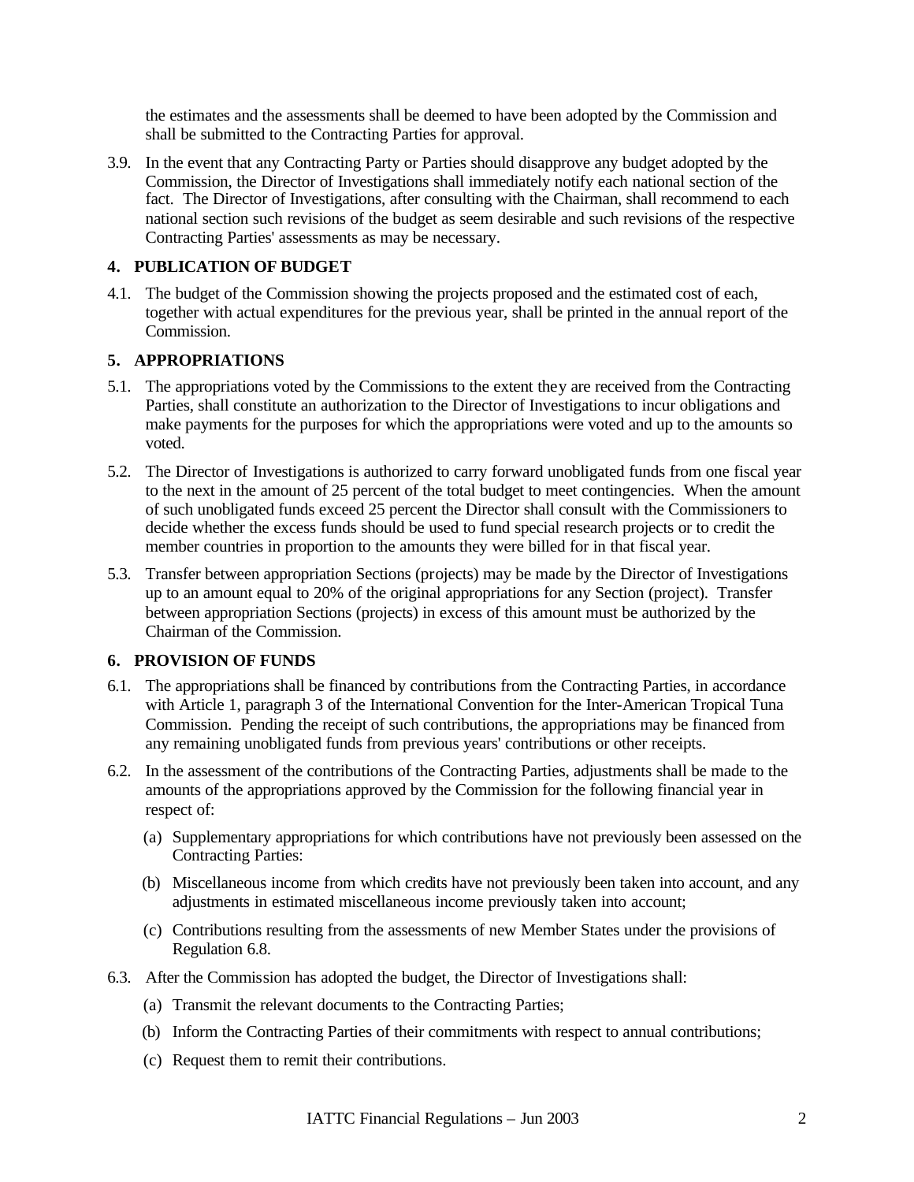the estimates and the assessments shall be deemed to have been adopted by the Commission and shall be submitted to the Contracting Parties for approval.

3.9. In the event that any Contracting Party or Parties should disapprove any budget adopted by the Commission, the Director of Investigations shall immediately notify each national section of the fact. The Director of Investigations, after consulting with the Chairman, shall recommend to each national section such revisions of the budget as seem desirable and such revisions of the respective Contracting Parties' assessments as may be necessary.

### 4. PUBLICATION OF BUDGET

4.1. The budget of the Commission showing the projects proposed and the estimated cost of each, together with actual expenditures for the previous year, shall be printed in the annual report of the Commission.

### 5. APPROPRIATIONS

5.1. The appropriations voted by the Commissions to the extent they are received from the Contracting Parties, shall constitute an authorization to the Director of Investigations to incur obligations and make payments for the purposes for which the appropriations were voted and up to the amounts so voted.

5.2. The Director of Investigations is authorized to carry forward unobligated funds from one fiscal year to the next in the amount of 25 percent of the total budget to meet contingencies. When the amount of such unobligated funds exceed 25 percent the Director shall consult with the Commissioners to decide whether the excess funds should be used to fund special research projects or to credit the member countries in proportion to the amounts they were billed for in that fiscal year.

5.3. Transfer between appropriation Sections (projects) may be made by the Director of Investigations up to an amount equal to 20% of the original appropriations for any Section (project). Transfer between appropriation Sections (projects) in excess of this amount must be authorized by the Chairman of the Commission.

### 6. PROVISION OF FUNDS

6.1. The appropriations shall be financed by contributions from the Contracting Parties, in accordance with Article 1, paragraph 3 of the International Convention for the Inter-American Tropical Tuna Commission. Pending the receipt of such contributions, the appropriations may be financed from any remaining unobligated funds from previous years' contributions or other receipts.

6.2. In the assessment of the contributions of the Contracting Parties, adjustments shall be made to the amounts of the appropriations approved by the Commission for the following financial year in respect of:

(a) Supplementary appropriations for which contributions have not previously been assessed on the Contracting Parties:

(b) Miscellaneous income from which credits have not previously been taken into account, and any adjustments in estimated miscellaneous income previously taken into account;

(c) Contributions resulting from the assessments of new Member States under the provisions of Regulation 6.8.

6.3. After the Commission has adopted the budget, the Director of Investigations shall:

(a) Transmit the relevant documents to the Contracting Parties;

(b) Inform the Contracting Parties of their commitments with respect to annual contributions;

(c) Request them to remit their contributions.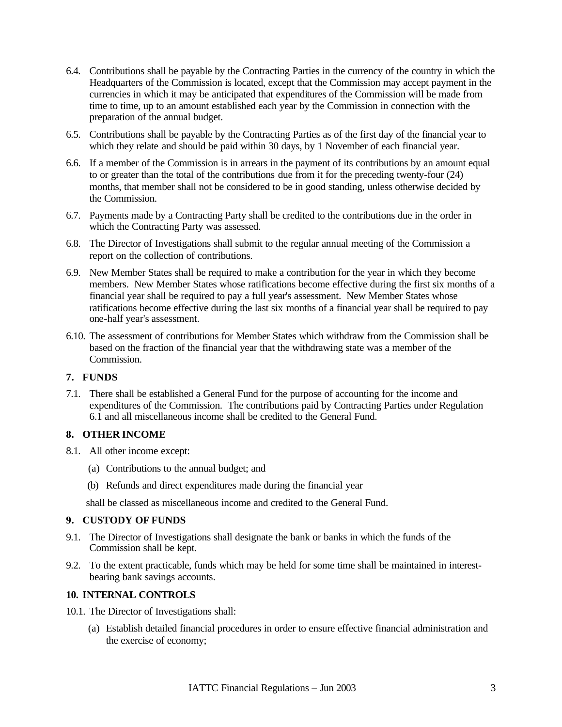6.4. Contributions shall be payable by the Contracting Parties in the currency of the country in which the Headquarters of the Commission is located, except that the Commission may accept payment in the currencies in which it may be anticipated that expenditures of the Commission will be made from time to time, up to an amount established each year by the Commission in connection with the preparation of the annual budget.

6.5. Contributions shall be payable by the Contracting Parties as of the first day of the financial year to which they relate and should be paid within 30 days, by 1 November of each financial year.

6.6. If a member of the Commission is in arrears in the payment of its contributions by an amount equal to or greater than the total of the contributions due from it for the preceding twenty-four (24) months, that member shall not be considered to be in good standing, unless otherwise decided by the Commission.

6.7. Payments made by a Contracting Party shall be credited to the contributions due in the order in which the Contracting Party was assessed.

6.8. The Director of Investigations shall submit to the regular annual meeting of the Commission a report on the collection of contributions.

6.9. New Member States shall be required to make a contribution for the year in which they become members. New Member States whose ratifications become effective during the first six months of a financial year shall be required to pay a full year's assessment. New Member States whose ratifications become effective during the last six months of a financial year shall be required to pay one-half year's assessment.

6.10. The assessment of contributions for Member States which withdraw from the Commission shall be based on the fraction of the financial year that the withdrawing state was a member of the Commission.

## 7. FUNDS

7.1. There shall be established a General Fund for the purpose of accounting for the income and expenditures of the Commission. The contributions paid by Contracting Parties under Regulation 6.1 and all miscellaneous income shall be credited to the General Fund.

## 8. OTHER INCOME

8.1. All other income except:

(a) Contributions to the annual budget; and

(b) Refunds and direct expenditures made during the financial year

shall be classed as miscellaneous income and credited to the General Fund.

## 9. CUSTODY OF FUNDS

9.1. The Director of Investigations shall designate the bank or banks in which the funds of the Commission shall be kept.

9.2. To the extent practicable, funds which may be held for some time shall be maintained in interest-bearing bank savings accounts.

## 10. INTERNAL CONTROLS

10.1. The Director of Investigations shall:

(a) Establish detailed financial procedures in order to ensure effective financial administration and the exercise of economy;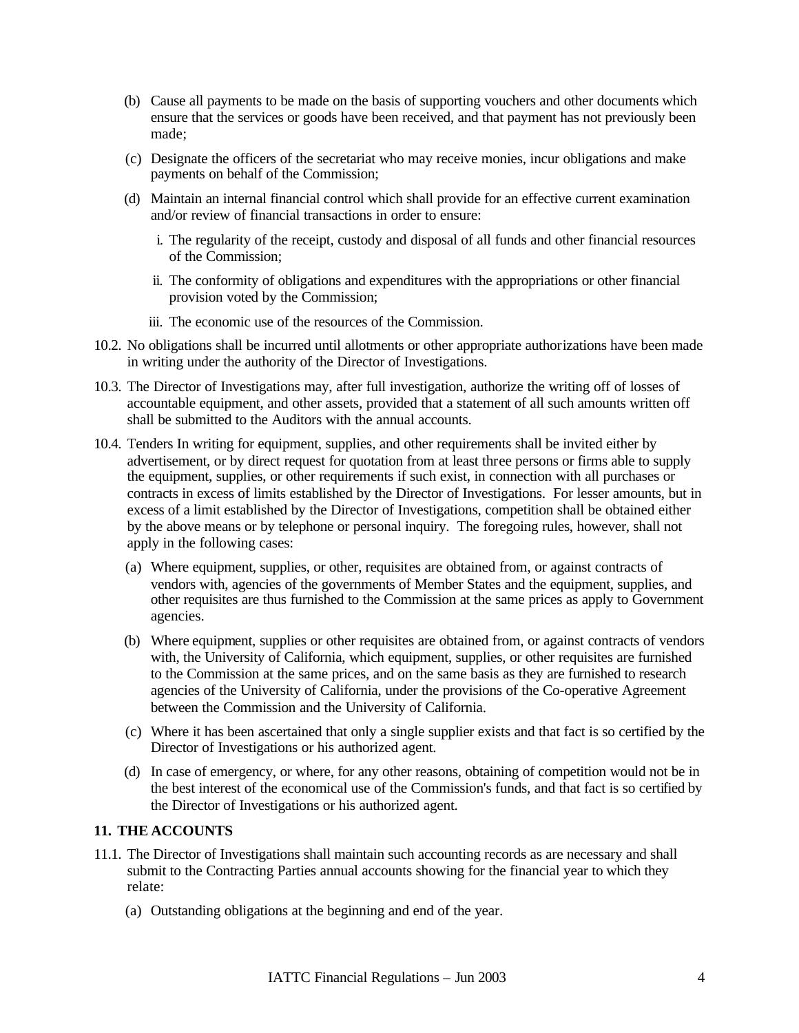(b) Cause all payments to be made on the basis of supporting vouchers and other documents which ensure that the services or goods have been received, and that payment has not previously been made;

(c) Designate the officers of the secretariat who may receive monies, incur obligations and make payments on behalf of the Commission;

(d) Maintain an internal financial control which shall provide for an effective current examination and/or review of financial transactions in order to ensure:

i. The regularity of the receipt, custody and disposal of all funds and other financial resources of the Commission;

ii. The conformity of obligations and expenditures with the appropriations or other financial provision voted by the Commission;

iii. The economic use of the resources of the Commission.

10.2. No obligations shall be incurred until allotments or other appropriate authorizations have been made in writing under the authority of the Director of Investigations.

10.3. The Director of Investigations may, after full investigation, authorize the writing off of losses of accountable equipment, and other assets, provided that a statement of all such amounts written off shall be submitted to the Auditors with the annual accounts.

10.4. Tenders In writing for equipment, supplies, and other requirements shall be invited either by advertisement, or by direct request for quotation from at least three persons or firms able to supply the equipment, supplies, or other requirements if such exist, in connection with all purchases or contracts in excess of limits established by the Director of Investigations. For lesser amounts, but in excess of a limit established by the Director of Investigations, competition shall be obtained either by the above means or by telephone or personal inquiry. The foregoing rules, however, shall not apply in the following cases:

(a) Where equipment, supplies, or other, requisites are obtained from, or against contracts of vendors with, agencies of the governments of Member States and the equipment, supplies, and other requisites are thus furnished to the Commission at the same prices as apply to Government agencies.

(b) Where equipment, supplies or other requisites are obtained from, or against contracts of vendors with, the University of California, which equipment, supplies, or other requisites are furnished to the Commission at the same prices, and on the same basis as they are furnished to research agencies of the University of California, under the provisions of the Co-operative Agreement between the Commission and the University of California.

(c) Where it has been ascertained that only a single supplier exists and that fact is so certified by the Director of Investigations or his authorized agent.

(d) In case of emergency, or where, for any other reasons, obtaining of competition would not be in the best interest of the economical use of the Commission's funds, and that fact is so certified by the Director of Investigations or his authorized agent.

## 11. THE ACCOUNTS

11.1. The Director of Investigations shall maintain such accounting records as are necessary and shall submit to the Contracting Parties annual accounts showing for the financial year to which they relate:

(a) Outstanding obligations at the beginning and end of the year.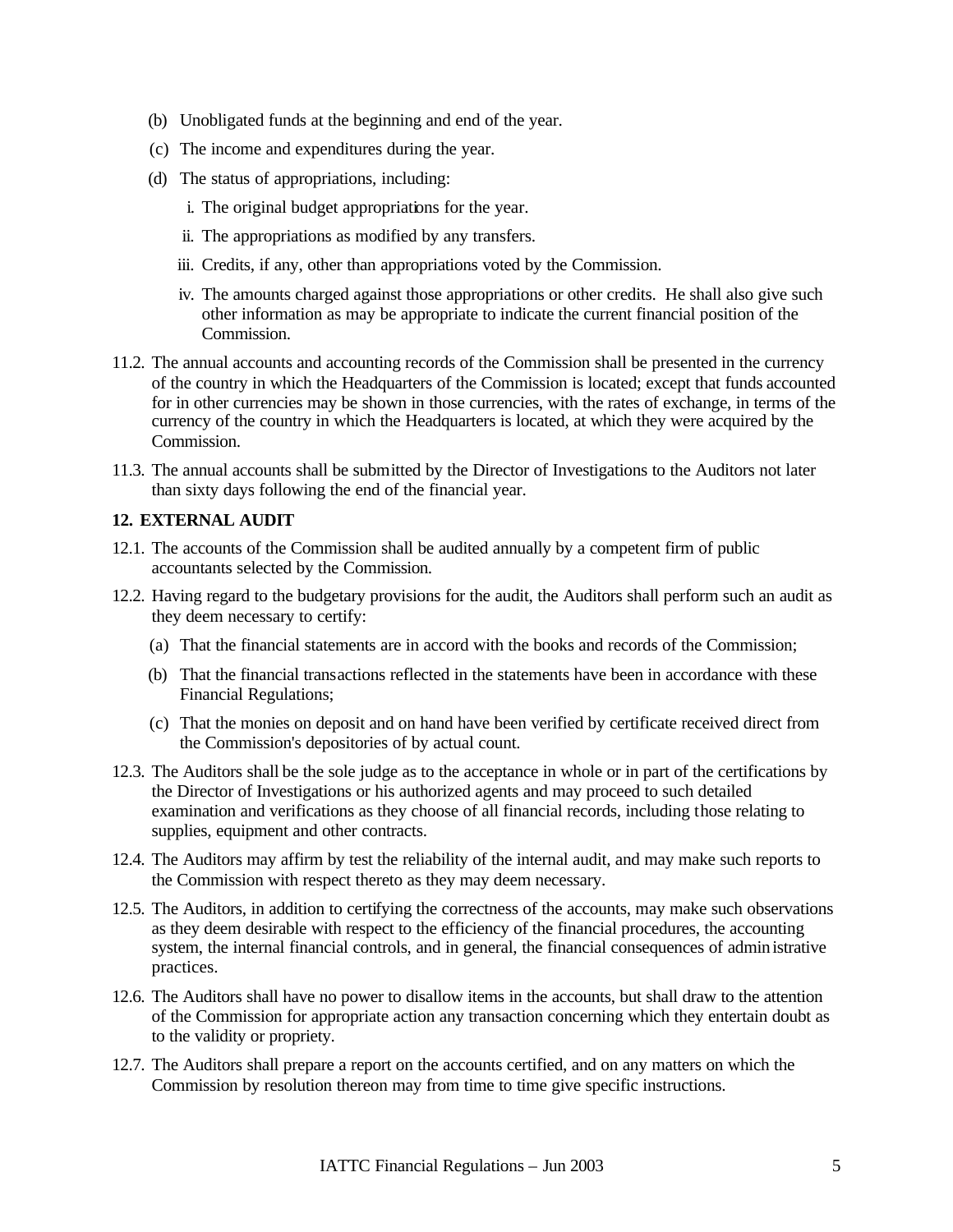(b) Unobligated funds at the beginning and end of the year.

(c) The income and expenditures during the year.

(d) The status of appropriations, including:

   i. The original budget appropriations for the year.

   ii. The appropriations as modified by any transfers.

   iii. Credits, if any, other than appropriations voted by the Commission.

   iv. The amounts charged against those appropriations or other credits. He shall also give such other information as may be appropriate to indicate the current financial position of the Commission.

11.2. The annual accounts and accounting records of the Commission shall be presented in the currency of the country in which the Headquarters of the Commission is located; except that funds accounted for in other currencies may be shown in those currencies, with the rates of exchange, in terms of the currency of the country in which the Headquarters is located, at which they were acquired by the Commission.

11.3. The annual accounts shall be submitted by the Director of Investigations to the Auditors not later than sixty days following the end of the financial year.

**12. EXTERNAL AUDIT**

12.1. The accounts of the Commission shall be audited annually by a competent firm of public accountants selected by the Commission.

12.2. Having regard to the budgetary provisions for the audit, the Auditors shall perform such an audit as they deem necessary to certify:

(a) That the financial statements are in accord with the books and records of the Commission;

(b) That the financial transactions reflected in the statements have been in accordance with these Financial Regulations;

(c) That the monies on deposit and on hand have been verified by certificate received direct from the Commission's depositories of by actual count.

12.3. The Auditors shall be the sole judge as to the acceptance in whole or in part of the certifications by the Director of Investigations or his authorized agents and may proceed to such detailed examination and verifications as they choose of all financial records, including those relating to supplies, equipment and other contracts.

12.4. The Auditors may affirm by test the reliability of the internal audit, and may make such reports to the Commission with respect thereto as they may deem necessary.

12.5. The Auditors, in addition to certifying the correctness of the accounts, may make such observations as they deem desirable with respect to the efficiency of the financial procedures, the accounting system, the internal financial controls, and in general, the financial consequences of administrative practices.

12.6. The Auditors shall have no power to disallow items in the accounts, but shall draw to the attention of the Commission for appropriate action any transaction concerning which they entertain doubt as to the validity or propriety.

12.7. The Auditors shall prepare a report on the accounts certified, and on any matters on which the Commission by resolution thereon may from time to time give specific instructions.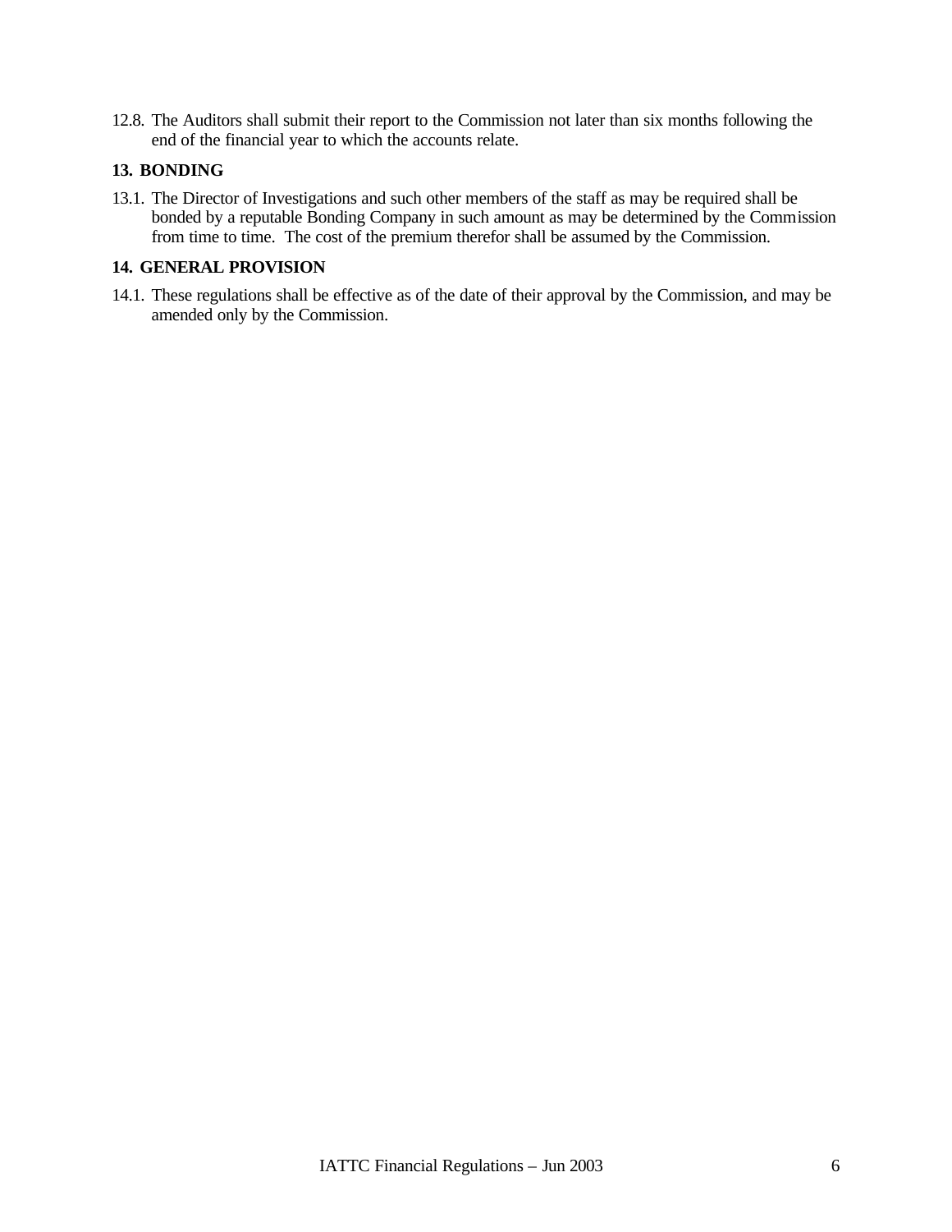12.8. The Auditors shall submit their report to the Commission not later than six months following the end of the financial year to which the accounts relate.

## 13. BONDING

13.1. The Director of Investigations and such other members of the staff as may be required shall be bonded by a reputable Bonding Company in such amount as may be determined by the Commission from time to time. The cost of the premium therefor shall be assumed by the Commission.

## 14. GENERAL PROVISION

14.1. These regulations shall be effective as of the date of their approval by the Commission, and may be amended only by the Commission.